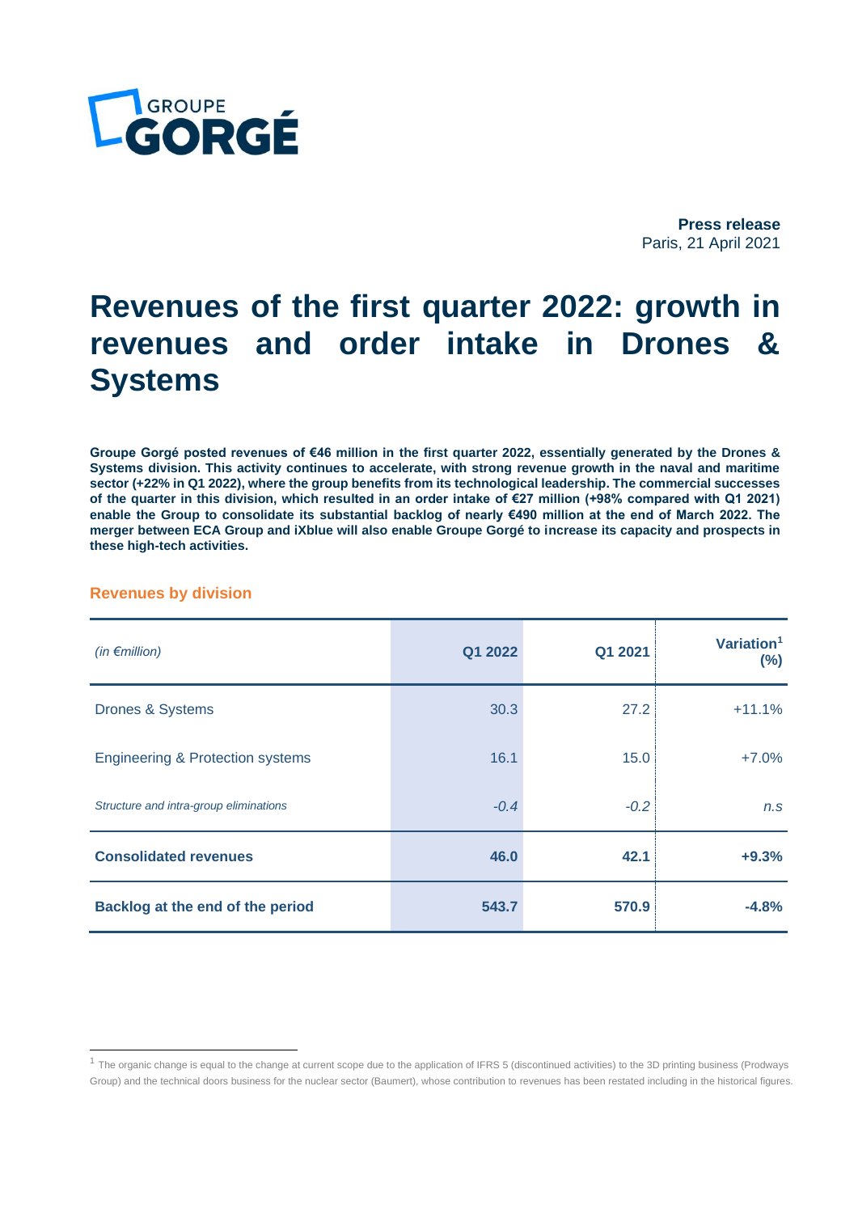GROUPE GORGÉ

**Press release**
Paris, 21 April 2021

# Revenues of the first quarter 2022: growth in revenues and order intake in Drones & Systems

**Groupe Gorgé posted revenues of €46 million in the first quarter 2022, essentially generated by the Drones & Systems division. This activity continues to accelerate, with strong revenue growth in the naval and maritime sector (+22% in Q1 2022), where the group benefits from its technological leadership. The commercial successes of the quarter in this division, which resulted in an order intake of €27 million (+98% compared with Q1 2021) enable the Group to consolidate its substantial backlog of nearly €490 million at the end of March 2022. The merger between ECA Group and iXblue will also enable Groupe Gorgé to increase its capacity and prospects in these high-tech activities.**

## Revenues by division

| *(in €million)* | Q1 2022 | Q1 2021 | Variation[1] (%) |
|---|---|---|---|
| Drones & Systems | 30.3 | 27.2 | +11.1% |
| Engineering & Protection systems | 16.1 | 15.0 | +7.0% |
| *Structure and intra-group eliminations* | *-0.4* | *-0.2* | *n.s* |
| **Consolidated revenues** | **46.0** | **42.1** | **+9.3%** |
| **Backlog at the end of the period** | **543.7** | **570.9** | **-4.8%** |

[1] The organic change is equal to the change at current scope due to the application of IFRS 5 (discontinued activities) to the 3D printing business (Prodways Group) and the technical doors business for the nuclear sector (Baumert), whose contribution to revenues has been restated including in the historical figures.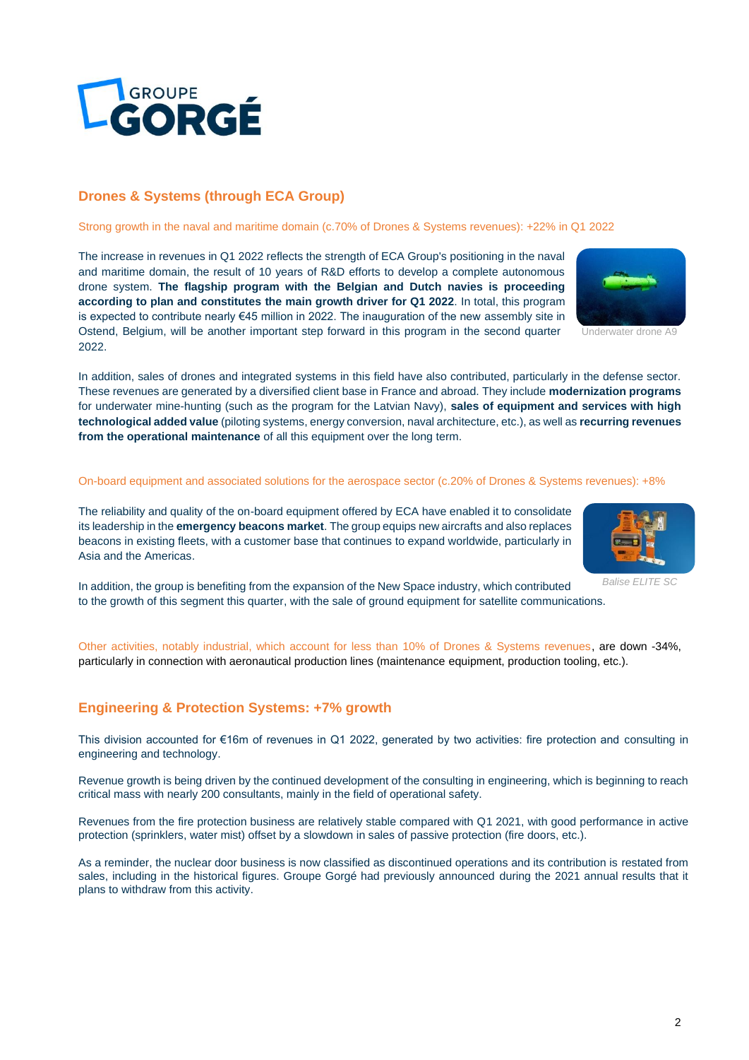## Drones & Systems (through ECA Group)

Strong growth in the naval and maritime domain (c.70% of Drones & Systems revenues): +22% in Q1 2022

The increase in revenues in Q1 2022 reflects the strength of ECA Group's positioning in the naval and maritime domain, the result of 10 years of R&D efforts to develop a complete autonomous drone system. **The flagship program with the Belgian and Dutch navies is proceeding according to plan and constitutes the main growth driver for Q1 2022**. In total, this program is expected to contribute nearly €45 million in 2022. The inauguration of the new assembly site in Ostend, Belgium, will be another important step forward in this program in the second quarter 2022.

Underwater drone A9

In addition, sales of drones and integrated systems in this field have also contributed, particularly in the defense sector. These revenues are generated by a diversified client base in France and abroad. They include **modernization programs** for underwater mine-hunting (such as the program for the Latvian Navy), **sales of equipment and services with high technological added value** (piloting systems, energy conversion, naval architecture, etc.), as well as **recurring revenues from the operational maintenance** of all this equipment over the long term.

On-board equipment and associated solutions for the aerospace sector (c.20% of Drones & Systems revenues): +8%

The reliability and quality of the on-board equipment offered by ECA have enabled it to consolidate its leadership in the **emergency beacons market**. The group equips new aircrafts and also replaces beacons in existing fleets, with a customer base that continues to expand worldwide, particularly in Asia and the Americas.

*Balise ELITE SC*

In addition, the group is benefiting from the expansion of the New Space industry, which contributed to the growth of this segment this quarter, with the sale of ground equipment for satellite communications.

Other activities, notably industrial, which account for less than 10% of Drones & Systems revenues, are down -34%, particularly in connection with aeronautical production lines (maintenance equipment, production tooling, etc.).

## Engineering & Protection Systems: +7% growth

This division accounted for €16m of revenues in Q1 2022, generated by two activities: fire protection and consulting in engineering and technology.

Revenue growth is being driven by the continued development of the consulting in engineering, which is beginning to reach critical mass with nearly 200 consultants, mainly in the field of operational safety.

Revenues from the fire protection business are relatively stable compared with Q1 2021, with good performance in active protection (sprinklers, water mist) offset by a slowdown in sales of passive protection (fire doors, etc.).

As a reminder, the nuclear door business is now classified as discontinued operations and its contribution is restated from sales, including in the historical figures. Groupe Gorgé had previously announced during the 2021 annual results that it plans to withdraw from this activity.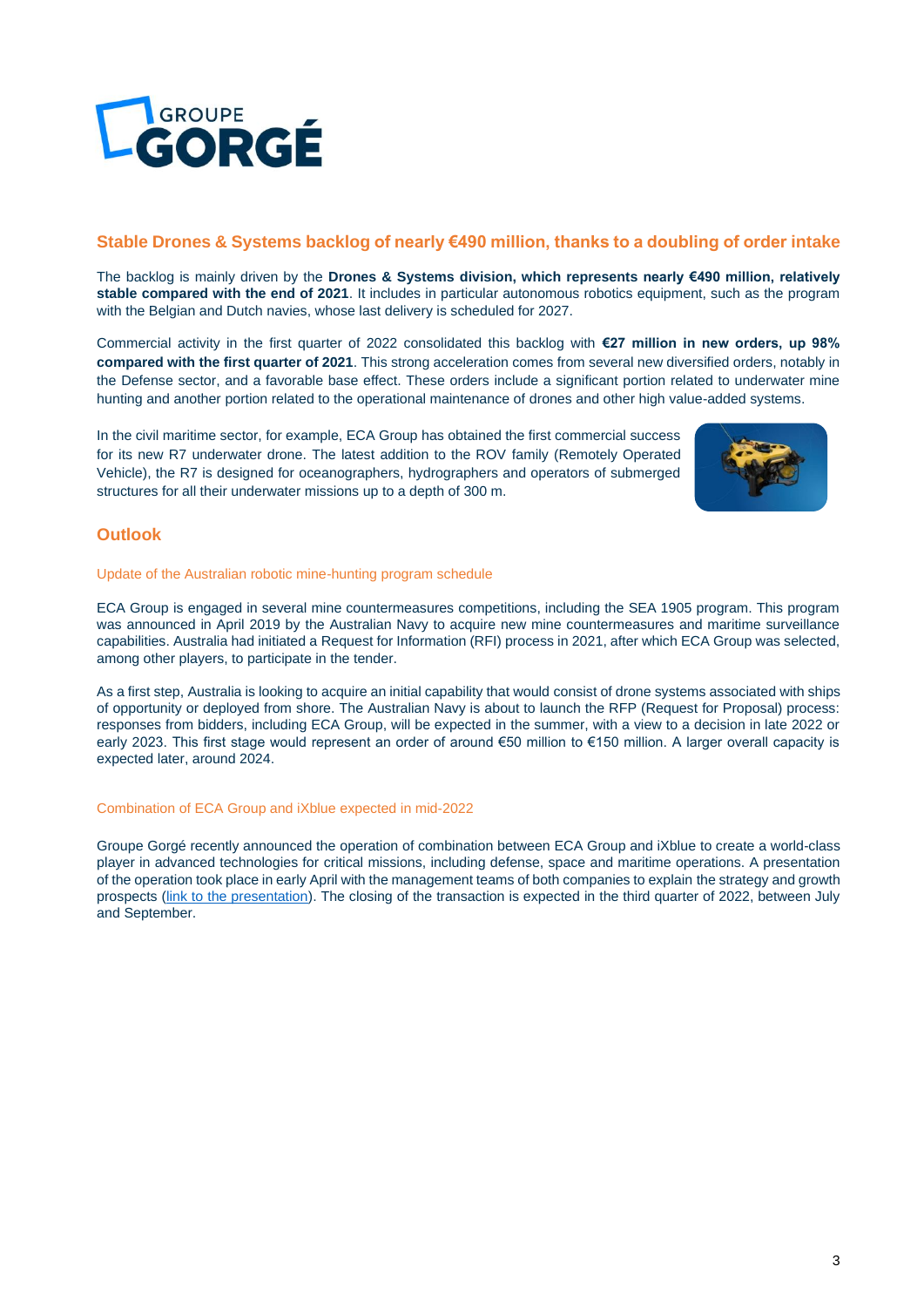## Stable Drones & Systems backlog of nearly €490 million, thanks to a doubling of order intake

The backlog is mainly driven by the **Drones & Systems division, which represents nearly €490 million, relatively stable compared with the end of 2021**. It includes in particular autonomous robotics equipment, such as the program with the Belgian and Dutch navies, whose last delivery is scheduled for 2027.

Commercial activity in the first quarter of 2022 consolidated this backlog with **€27 million in new orders, up 98% compared with the first quarter of 2021**. This strong acceleration comes from several new diversified orders, notably in the Defense sector, and a favorable base effect. These orders include a significant portion related to underwater mine hunting and another portion related to the operational maintenance of drones and other high value-added systems.

In the civil maritime sector, for example, ECA Group has obtained the first commercial success for its new R7 underwater drone. The latest addition to the ROV family (Remotely Operated Vehicle), the R7 is designed for oceanographers, hydrographers and operators of submerged structures for all their underwater missions up to a depth of 300 m.

## Outlook

### Update of the Australian robotic mine-hunting program schedule

ECA Group is engaged in several mine countermeasures competitions, including the SEA 1905 program. This program was announced in April 2019 by the Australian Navy to acquire new mine countermeasures and maritime surveillance capabilities. Australia had initiated a Request for Information (RFI) process in 2021, after which ECA Group was selected, among other players, to participate in the tender.

As a first step, Australia is looking to acquire an initial capability that would consist of drone systems associated with ships of opportunity or deployed from shore. The Australian Navy is about to launch the RFP (Request for Proposal) process: responses from bidders, including ECA Group, will be expected in the summer, with a view to a decision in late 2022 or early 2023. This first stage would represent an order of around €50 million to €150 million. A larger overall capacity is expected later, around 2024.

### Combination of ECA Group and iXblue expected in mid-2022

Groupe Gorgé recently announced the operation of combination between ECA Group and iXblue to create a world-class player in advanced technologies for critical missions, including defense, space and maritime operations. A presentation of the operation took place in early April with the management teams of both companies to explain the strategy and growth prospects (link to the presentation). The closing of the transaction is expected in the third quarter of 2022, between July and September.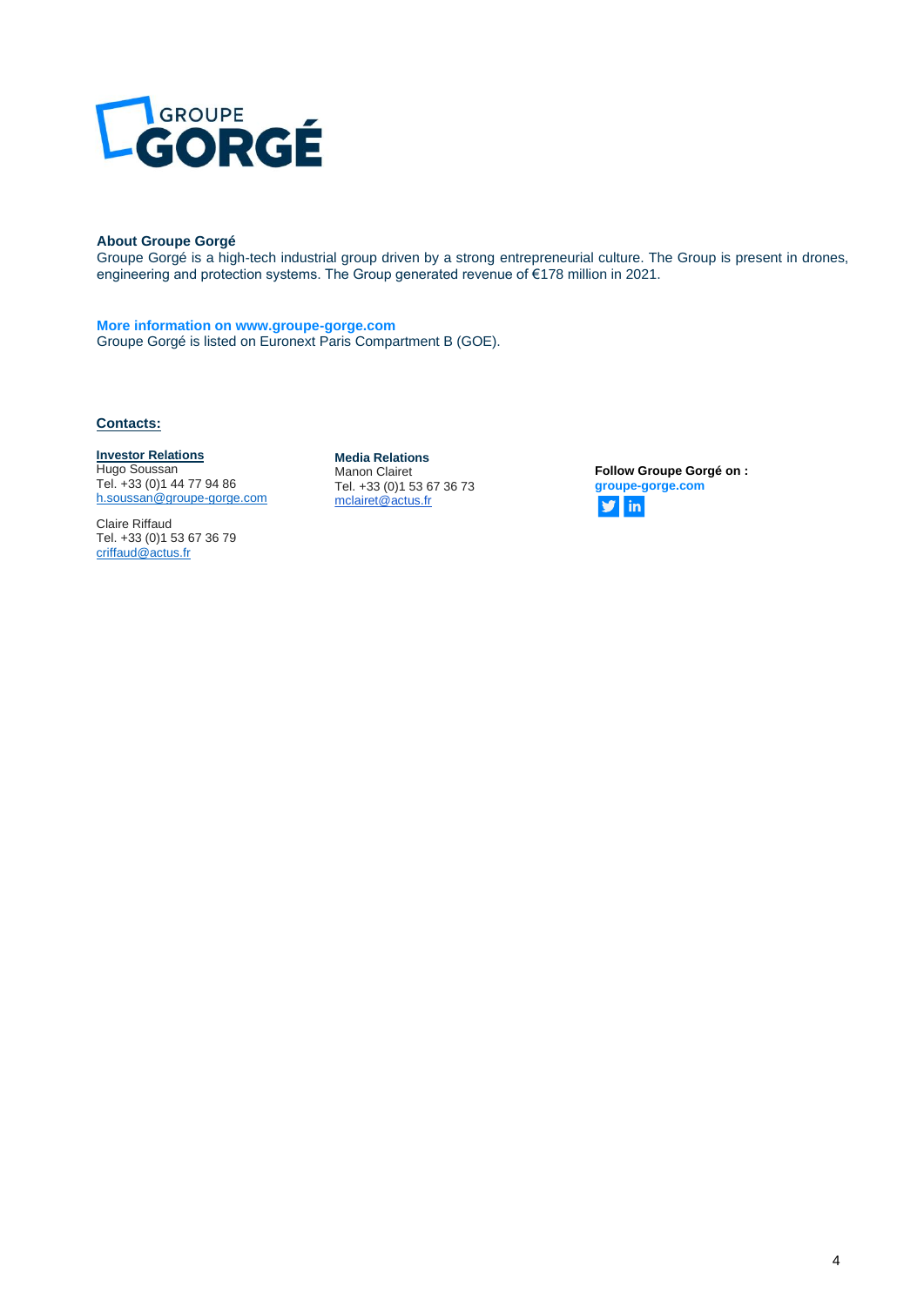GROUPE GORGÉ

**About Groupe Gorgé**
Groupe Gorgé is a high-tech industrial group driven by a strong entrepreneurial culture. The Group is present in drones, engineering and protection systems. The Group generated revenue of €178 million in 2021.

**More information on www.groupe-gorge.com**
Groupe Gorgé is listed on Euronext Paris Compartment B (GOE).

**Contacts:**

**Investor Relations**
Hugo Soussan
Tel. +33 (0)1 44 77 94 86
h.soussan@groupe-gorge.com

Claire Riffaud
Tel. +33 (0)1 53 67 36 79
criffaud@actus.fr

**Media Relations**
Manon Clairet
Tel. +33 (0)1 53 67 36 73
mclairet@actus.fr

**Follow Groupe Gorgé on :**
**groupe-gorge.com**